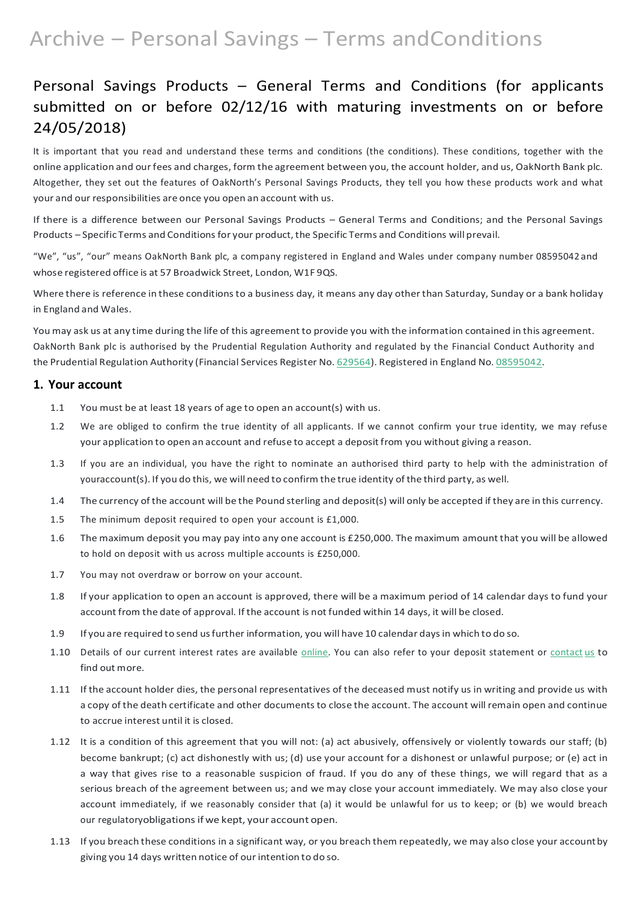# Archive – Personal Savings – Terms andConditions

## Personal Savings Products – General Terms and Conditions (for applicants submitted on or before 02/12/16 with maturing investments on or before 24/05/2018)

It is important that you read and understand these terms and conditions (the conditions). These conditions, together with the online application and our fees and charges, form the agreement between you, the account holder, and us, OakNorth Bank plc. Altogether, they set out the features of OakNorth's Personal Savings Products, they tell you how these products work and what your and our responsibilities are once you open an account with us.

If there is a difference between our Personal Savings Products – General Terms and Conditions; and the Personal Savings Products – Specific Terms and Conditions for your product, the Specific Terms and Conditions will prevail.

"We", "us", "our" means OakNorth Bank plc, a company registered in England and Wales under company number 08595042 and whose registered office is at 57 Broadwick Street, London, W1F 9QS.

Where there is reference in these conditions to a business day, it means any day other than Saturday, Sunday or a bank holiday in England and Wales.

You may ask us at any time during the life of this agreement to provide you with the information contained in this agreement. OakNorth Bank plc is authorised by the Prudential Regulation Authority and regulated by the Financial Conduct Authority and the Prudential Regulation Authority (Financial Services Register No. 629564). Registered in England No. 08595042.

### 1. Your account

1.1 You must be at least 18 years of age to open an account(s) with us.

1.2 We are obliged to confirm the true identity of all applicants. If we cannot confirm your true identity, we may refuse your application to open an account and refuse to accept a deposit from you without giving a reason.

1.3 If you are an individual, you have the right to nominate an authorised third party to help with the administration of youraccount(s). If you do this, we will need to confirm the true identity of the third party, as well.

1.4 The currency of the account will be the Pound sterling and deposit(s) will only be accepted if they are in this currency.

1.5 The minimum deposit required to open your account is £1,000.

1.6 The maximum deposit you may pay into any one account is £250,000. The maximum amount that you will be allowed to hold on deposit with us across multiple accounts is £250,000.

1.7 You may not overdraw or borrow on your account.

1.8 If your application to open an account is approved, there will be a maximum period of 14 calendar days to fund your account from the date of approval. If the account is not funded within 14 days, it will be closed.

1.9 If you are required to send us further information, you will have 10 calendar days in which to do so.

1.10 Details of our current interest rates are available online. You can also refer to your deposit statement or contact us to find out more.

1.11 If the account holder dies, the personal representatives of the deceased must notify us in writing and provide us with a copy of the death certificate and other documents to close the account. The account will remain open and continue to accrue interest until it is closed.

1.12 It is a condition of this agreement that you will not: (a) act abusively, offensively or violently towards our staff; (b) become bankrupt; (c) act dishonestly with us; (d) use your account for a dishonest or unlawful purpose; or (e) act in a way that gives rise to a reasonable suspicion of fraud. If you do any of these things, we will regard that as a serious breach of the agreement between us; and we may close your account immediately. We may also close your account immediately, if we reasonably consider that (a) it would be unlawful for us to keep; or (b) we would breach our regulatoryobligations if we kept, your account open.

1.13 If you breach these conditions in a significant way, or you breach them repeatedly, we may also close your account by giving you 14 days written notice of our intention to do so.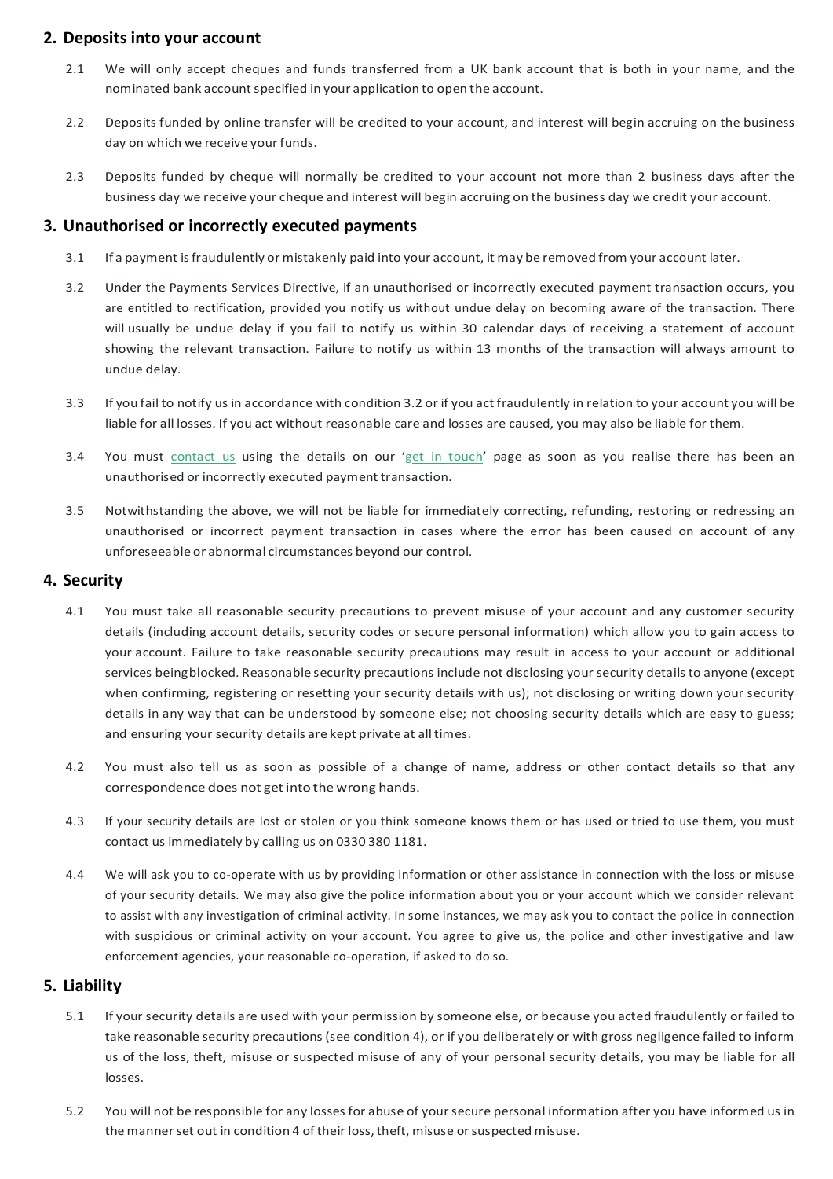## 2. Deposits into your account

2.1 We will only accept cheques and funds transferred from a UK bank account that is both in your name, and the nominated bank account specified in your application to open the account.

2.2 Deposits funded by online transfer will be credited to your account, and interest will begin accruing on the business day on which we receive your funds.

2.3 Deposits funded by cheque will normally be credited to your account not more than 2 business days after the business day we receive your cheque and interest will begin accruing on the business day we credit your account.

## 3. Unauthorised or incorrectly executed payments

3.1 If a payment is fraudulently or mistakenly paid into your account, it may be removed from your account later.

3.2 Under the Payments Services Directive, if an unauthorised or incorrectly executed payment transaction occurs, you are entitled to rectification, provided you notify us without undue delay on becoming aware of the transaction. There will usually be undue delay if you fail to notify us within 30 calendar days of receiving a statement of account showing the relevant transaction. Failure to notify us within 13 months of the transaction will always amount to undue delay.

3.3 If you fail to notify us in accordance with condition 3.2 or if you act fraudulently in relation to your account you will be liable for all losses. If you act without reasonable care and losses are caused, you may also be liable for them.

3.4 You must contact us using the details on our 'get in touch' page as soon as you realise there has been an unauthorised or incorrectly executed payment transaction.

3.5 Notwithstanding the above, we will not be liable for immediately correcting, refunding, restoring or redressing an unauthorised or incorrect payment transaction in cases where the error has been caused on account of any unforeseeable or abnormal circumstances beyond our control.

## 4. Security

4.1 You must take all reasonable security precautions to prevent misuse of your account and any customer security details (including account details, security codes or secure personal information) which allow you to gain access to your account. Failure to take reasonable security precautions may result in access to your account or additional services being blocked. Reasonable security precautions include not disclosing your security details to anyone (except when confirming, registering or resetting your security details with us); not disclosing or writing down your security details in any way that can be understood by someone else; not choosing security details which are easy to guess; and ensuring your security details are kept private at all times.

4.2 You must also tell us as soon as possible of a change of name, address or other contact details so that any correspondence does not get into the wrong hands.

4.3 If your security details are lost or stolen or you think someone knows them or has used or tried to use them, you must contact us immediately by calling us on 0330 380 1181.

4.4 We will ask you to co-operate with us by providing information or other assistance in connection with the loss or misuse of your security details. We may also give the police information about you or your account which we consider relevant to assist with any investigation of criminal activity. In some instances, we may ask you to contact the police in connection with suspicious or criminal activity on your account. You agree to give us, the police and other investigative and law enforcement agencies, your reasonable co-operation, if asked to do so.

## 5. Liability

5.1 If your security details are used with your permission by someone else, or because you acted fraudulently or failed to take reasonable security precautions (see condition 4), or if you deliberately or with gross negligence failed to inform us of the loss, theft, misuse or suspected misuse of any of your personal security details, you may be liable for all losses.

5.2 You will not be responsible for any losses for abuse of your secure personal information after you have informed us in the manner set out in condition 4 of their loss, theft, misuse or suspected misuse.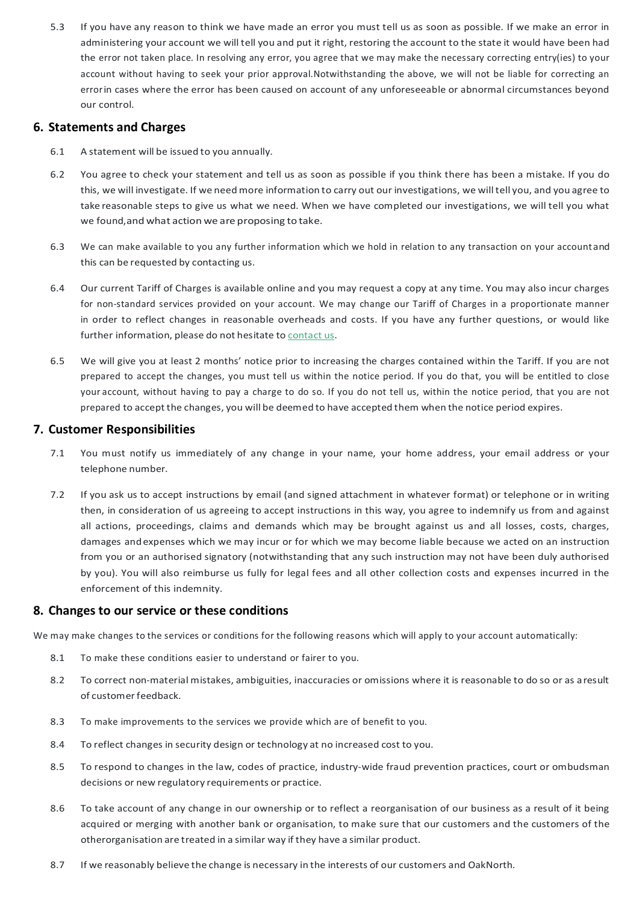5.3 If you have any reason to think we have made an error you must tell us as soon as possible. If we make an error in administering your account we will tell you and put it right, restoring the account to the state it would have been had the error not taken place. In resolving any error, you agree that we may make the necessary correcting entry(ies) to your account without having to seek your prior approval.Notwithstanding the above, we will not be liable for correcting an errorin cases where the error has been caused on account of any unforeseeable or abnormal circumstances beyond our control.

## 6. Statements and Charges

6.1 A statement will be issued to you annually.

6.2 You agree to check your statement and tell us as soon as possible if you think there has been a mistake. If you do this, we will investigate. If we need more information to carry out our investigations, we will tell you, and you agree to take reasonable steps to give us what we need. When we have completed our investigations, we will tell you what we found,and what action we are proposing to take.

6.3 We can make available to you any further information which we hold in relation to any transaction on your accountand this can be requested by contacting us.

6.4 Our current Tariff of Charges is available online and you may request a copy at any time. You may also incur charges for non-standard services provided on your account. We may change our Tariff of Charges in a proportionate manner in order to reflect changes in reasonable overheads and costs. If you have any further questions, or would like further information, please do not hesitate to contact us.

6.5 We will give you at least 2 months' notice prior to increasing the charges contained within the Tariff. If you are not prepared to accept the changes, you must tell us within the notice period. If you do that, you will be entitled to close your account, without having to pay a charge to do so. If you do not tell us, within the notice period, that you are not prepared to accept the changes, you will be deemed to have accepted them when the notice period expires.

## 7. Customer Responsibilities

7.1 You must notify us immediately of any change in your name, your home address, your email address or your telephone number.

7.2 If you ask us to accept instructions by email (and signed attachment in whatever format) or telephone or in writing then, in consideration of us agreeing to accept instructions in this way, you agree to indemnify us from and against all actions, proceedings, claims and demands which may be brought against us and all losses, costs, charges, damages and expenses which we may incur or for which we may become liable because we acted on an instruction from you or an authorised signatory (notwithstanding that any such instruction may not have been duly authorised by you). You will also reimburse us fully for legal fees and all other collection costs and expenses incurred in the enforcement of this indemnity.

## 8. Changes to our service or these conditions

We may make changes to the services or conditions for the following reasons which will apply to your account automatically:

8.1 To make these conditions easier to understand or fairer to you.

8.2 To correct non-material mistakes, ambiguities, inaccuracies or omissions where it is reasonable to do so or as a result of customer feedback.

8.3 To make improvements to the services we provide which are of benefit to you.

8.4 To reflect changes in security design or technology at no increased cost to you.

8.5 To respond to changes in the law, codes of practice, industry-wide fraud prevention practices, court or ombudsman decisions or new regulatory requirements or practice.

8.6 To take account of any change in our ownership or to reflect a reorganisation of our business as a result of it being acquired or merging with another bank or organisation, to make sure that our customers and the customers of the otherorganisation are treated in a similar way if they have a similar product.

8.7 If we reasonably believe the change is necessary in the interests of our customers and OakNorth.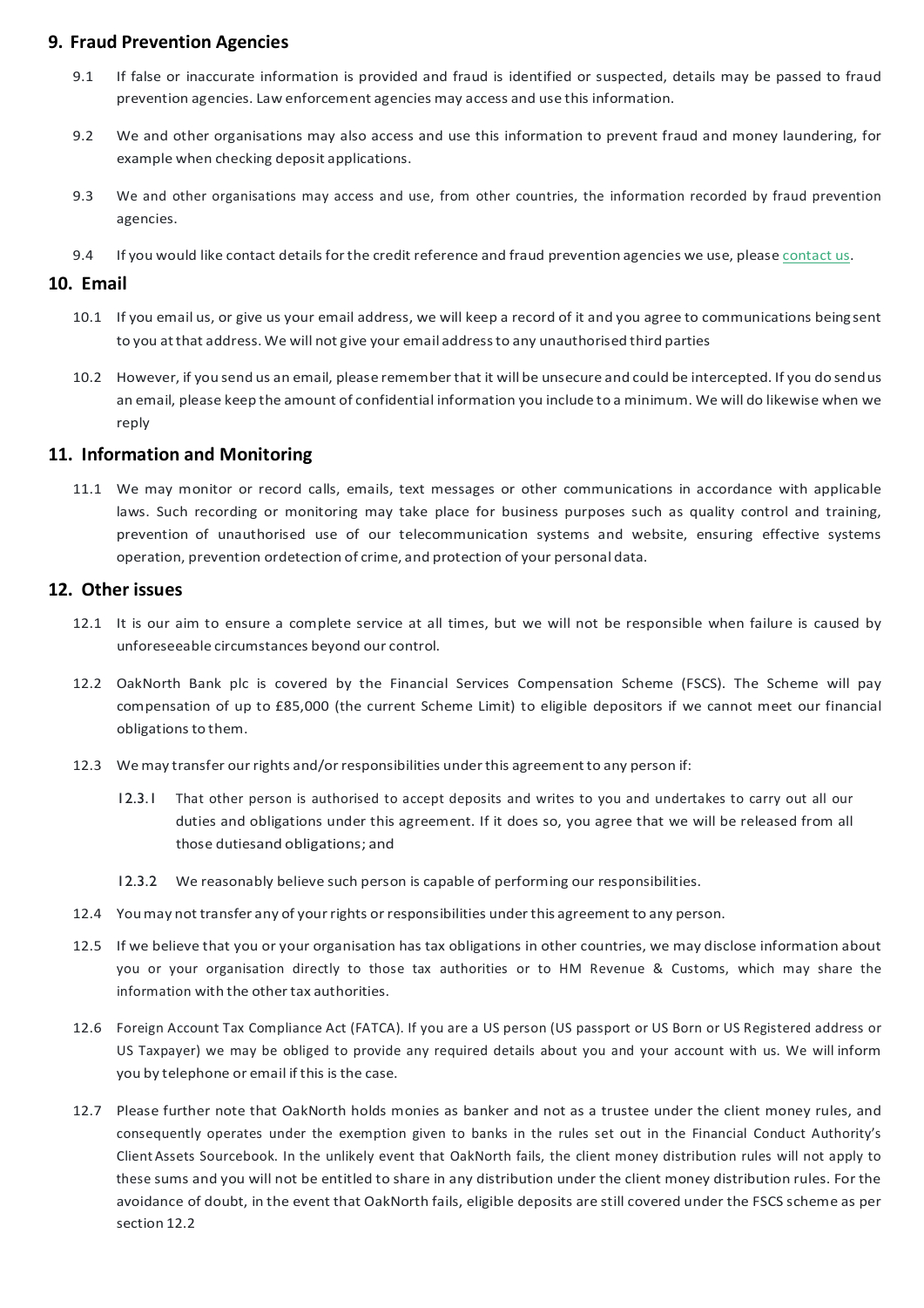## 9. Fraud Prevention Agencies

9.1 If false or inaccurate information is provided and fraud is identified or suspected, details may be passed to fraud prevention agencies. Law enforcement agencies may access and use this information.

9.2 We and other organisations may also access and use this information to prevent fraud and money laundering, for example when checking deposit applications.

9.3 We and other organisations may access and use, from other countries, the information recorded by fraud prevention agencies.

9.4 If you would like contact details for the credit reference and fraud prevention agencies we use, please contact us.

## 10. Email

10.1 If you email us, or give us your email address, we will keep a record of it and you agree to communications being sent to you at that address. We will not give your email address to any unauthorised third parties

10.2 However, if you send us an email, please remember that it will be unsecure and could be intercepted. If you do send us an email, please keep the amount of confidential information you include to a minimum. We will do likewise when we reply

## 11. Information and Monitoring

11.1 We may monitor or record calls, emails, text messages or other communications in accordance with applicable laws. Such recording or monitoring may take place for business purposes such as quality control and training, prevention of unauthorised use of our telecommunication systems and website, ensuring effective systems operation, prevention ordetection of crime, and protection of your personal data.

## 12. Other issues

12.1 It is our aim to ensure a complete service at all times, but we will not be responsible when failure is caused by unforeseeable circumstances beyond our control.

12.2 OakNorth Bank plc is covered by the Financial Services Compensation Scheme (FSCS). The Scheme will pay compensation of up to £85,000 (the current Scheme Limit) to eligible depositors if we cannot meet our financial obligations to them.

12.3 We may transfer our rights and/or responsibilities under this agreement to any person if:

12.3.1 That other person is authorised to accept deposits and writes to you and undertakes to carry out all our duties and obligations under this agreement. If it does so, you agree that we will be released from all those dutiesand obligations; and

12.3.2 We reasonably believe such person is capable of performing our responsibilities.

12.4 You may not transfer any of your rights or responsibilities under this agreement to any person.

12.5 If we believe that you or your organisation has tax obligations in other countries, we may disclose information about you or your organisation directly to those tax authorities or to HM Revenue & Customs, which may share the information with the other tax authorities.

12.6 Foreign Account Tax Compliance Act (FATCA). If you are a US person (US passport or US Born or US Registered address or US Taxpayer) we may be obliged to provide any required details about you and your account with us. We will inform you by telephone or email if this is the case.

12.7 Please further note that OakNorth holds monies as banker and not as a trustee under the client money rules, and consequently operates under the exemption given to banks in the rules set out in the Financial Conduct Authority's Client Assets Sourcebook. In the unlikely event that OakNorth fails, the client money distribution rules will not apply to these sums and you will not be entitled to share in any distribution under the client money distribution rules. For the avoidance of doubt, in the event that OakNorth fails, eligible deposits are still covered under the FSCS scheme as per section 12.2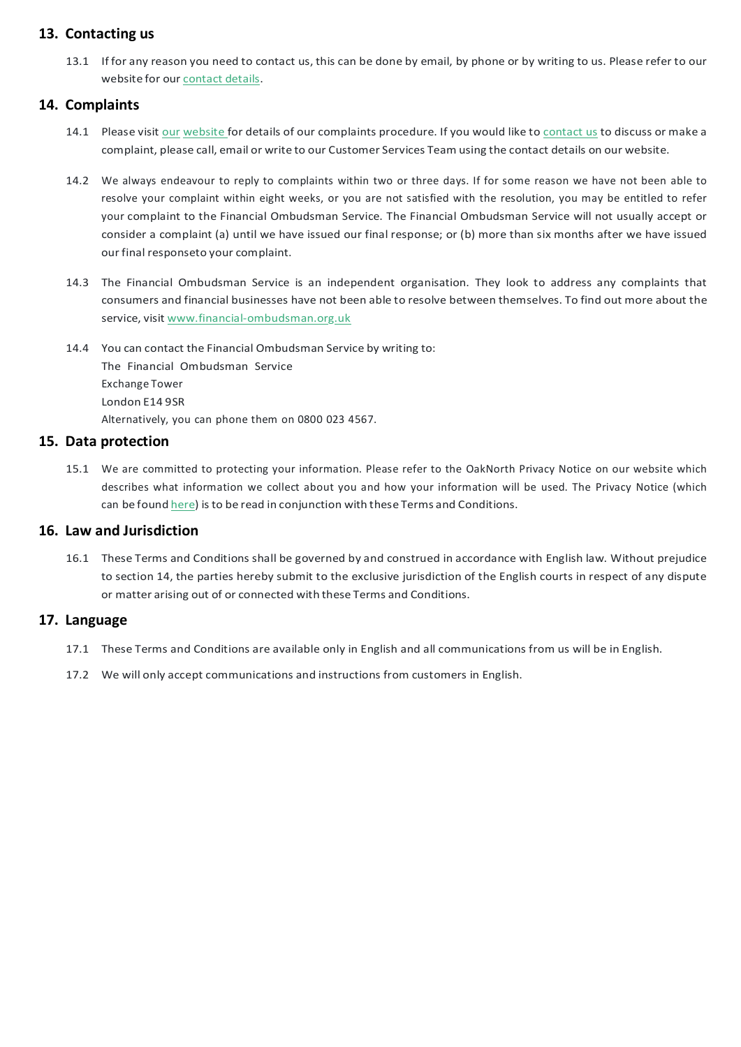## 13. Contacting us

13.1 If for any reason you need to contact us, this can be done by email, by phone or by writing to us. Please refer to our website for our contact details.

## 14. Complaints

14.1 Please visit our website for details of our complaints procedure. If you would like to contact us to discuss or make a complaint, please call, email or write to our Customer Services Team using the contact details on our website.

14.2 We always endeavour to reply to complaints within two or three days. If for some reason we have not been able to resolve your complaint within eight weeks, or you are not satisfied with the resolution, you may be entitled to refer your complaint to the Financial Ombudsman Service. The Financial Ombudsman Service will not usually accept or consider a complaint (a) until we have issued our final response; or (b) more than six months after we have issued our final responseto your complaint.

14.3 The Financial Ombudsman Service is an independent organisation. They look to address any complaints that consumers and financial businesses have not been able to resolve between themselves. To find out more about the service, visit www.financial-ombudsman.org.uk

14.4 You can contact the Financial Ombudsman Service by writing to:
The Financial Ombudsman Service
Exchange Tower
London E14 9SR
Alternatively, you can phone them on 0800 023 4567.

## 15. Data protection

15.1 We are committed to protecting your information. Please refer to the OakNorth Privacy Notice on our website which describes what information we collect about you and how your information will be used. The Privacy Notice (which can be found here) is to be read in conjunction with these Terms and Conditions.

## 16. Law and Jurisdiction

16.1 These Terms and Conditions shall be governed by and construed in accordance with English law. Without prejudice to section 14, the parties hereby submit to the exclusive jurisdiction of the English courts in respect of any dispute or matter arising out of or connected with these Terms and Conditions.

## 17. Language

17.1 These Terms and Conditions are available only in English and all communications from us will be in English.

17.2 We will only accept communications and instructions from customers in English.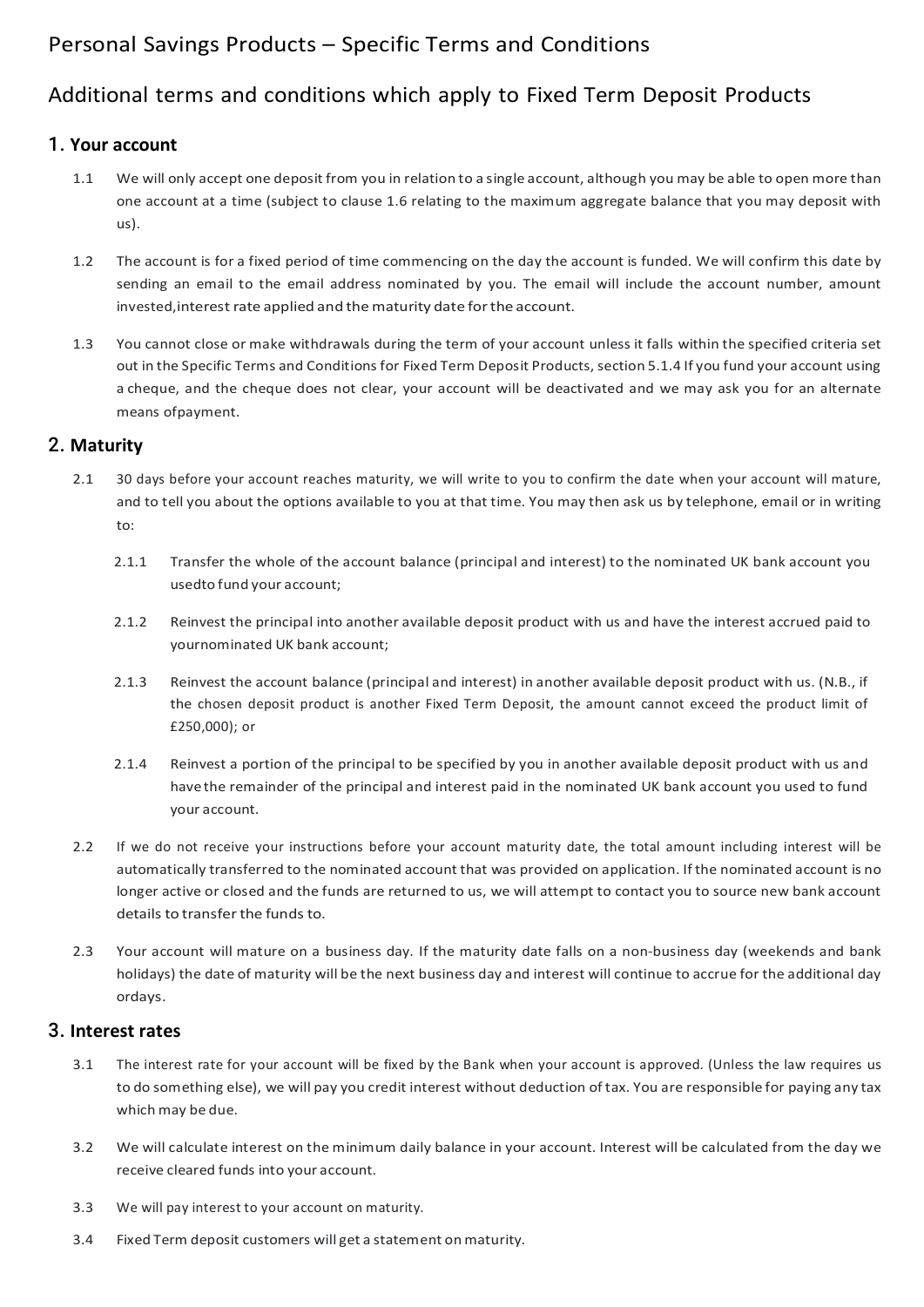# Personal Savings Products – Specific Terms and Conditions

## Additional terms and conditions which apply to Fixed Term Deposit Products

### 1. Your account

1.1 We will only accept one deposit from you in relation to a single account, although you may be able to open more than one account at a time (subject to clause 1.6 relating to the maximum aggregate balance that you may deposit with us).

1.2 The account is for a fixed period of time commencing on the day the account is funded. We will confirm this date by sending an email to the email address nominated by you. The email will include the account number, amount invested,interest rate applied and the maturity date for the account.

1.3 You cannot close or make withdrawals during the term of your account unless it falls within the specified criteria set out in the Specific Terms and Conditions for Fixed Term Deposit Products, section 5.1.4 If you fund your account using a cheque, and the cheque does not clear, your account will be deactivated and we may ask you for an alternate means ofpayment.

### 2. Maturity

2.1 30 days before your account reaches maturity, we will write to you to confirm the date when your account will mature, and to tell you about the options available to you at that time. You may then ask us by telephone, email or in writing to:

- 2.1.1 Transfer the whole of the account balance (principal and interest) to the nominated UK bank account you usedto fund your account;
- 2.1.2 Reinvest the principal into another available deposit product with us and have the interest accrued paid to yournominated UK bank account;
- 2.1.3 Reinvest the account balance (principal and interest) in another available deposit product with us. (N.B., if the chosen deposit product is another Fixed Term Deposit, the amount cannot exceed the product limit of £250,000); or
- 2.1.4 Reinvest a portion of the principal to be specified by you in another available deposit product with us and havethe remainder of the principal and interest paid in the nominated UK bank account you used to fund your account.

2.2 If we do not receive your instructions before your account maturity date, the total amount including interest will be automatically transferred to the nominated account that was provided on application. If the nominated account is no longer active or closed and the funds are returned to us, we will attempt to contact you to source new bank account details to transfer the funds to.

2.3 Your account will mature on a business day. If the maturity date falls on a non-business day (weekends and bank holidays) the date of maturity will be the next business day and interest will continue to accrue for the additional day ordays.

### 3. Interest rates

3.1 The interest rate for your account will be fixed by the Bank when your account is approved. (Unless the law requires us to do something else), we will pay you credit interest without deduction of tax. You are responsible for paying any tax which may be due.

3.2 We will calculate interest on the minimum daily balance in your account. Interest will be calculated from the day we receive cleared funds into your account.

3.3 We will pay interest to your account on maturity.

3.4 Fixed Term deposit customers will get a statement on maturity.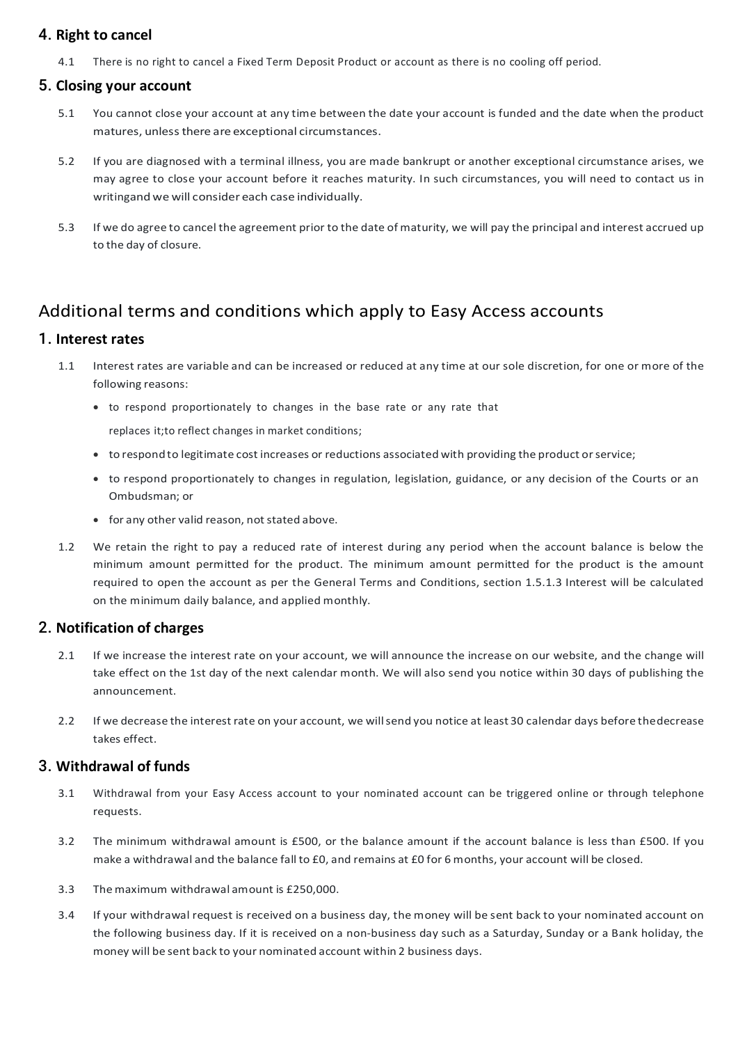## 4. Right to cancel

4.1 There is no right to cancel a Fixed Term Deposit Product or account as there is no cooling off period.

## 5. Closing your account

5.1 You cannot close your account at any time between the date your account is funded and the date when the product matures, unless there are exceptional circumstances.

5.2 If you are diagnosed with a terminal illness, you are made bankrupt or another exceptional circumstance arises, we may agree to close your account before it reaches maturity. In such circumstances, you will need to contact us in writingand we will consider each case individually.

5.3 If we do agree to cancel the agreement prior to the date of maturity, we will pay the principal and interest accrued up to the day of closure.

# Additional terms and conditions which apply to Easy Access accounts

## 1. Interest rates

1.1 Interest rates are variable and can be increased or reduced at any time at our sole discretion, for one or more of the following reasons:

- to respond proportionately to changes in the base rate or any rate that replaces it;to reflect changes in market conditions;
- to respond to legitimate cost increases or reductions associated with providing the product or service;
- to respond proportionately to changes in regulation, legislation, guidance, or any decision of the Courts or an Ombudsman; or
- for any other valid reason, not stated above.

1.2 We retain the right to pay a reduced rate of interest during any period when the account balance is below the minimum amount permitted for the product. The minimum amount permitted for the product is the amount required to open the account as per the General Terms and Conditions, section 1.5.1.3 Interest will be calculated on the minimum daily balance, and applied monthly.

## 2. Notification of charges

2.1 If we increase the interest rate on your account, we will announce the increase on our website, and the change will take effect on the 1st day of the next calendar month. We will also send you notice within 30 days of publishing the announcement.

2.2 If we decrease the interest rate on your account, we will send you notice at least 30 calendar days before thedecrease takes effect.

## 3. Withdrawal of funds

3.1 Withdrawal from your Easy Access account to your nominated account can be triggered online or through telephone requests.

3.2 The minimum withdrawal amount is £500, or the balance amount if the account balance is less than £500. If you make a withdrawal and the balance fall to £0, and remains at £0 for 6 months, your account will be closed.

3.3 The maximum withdrawal amount is £250,000.

3.4 If your withdrawal request is received on a business day, the money will be sent back to your nominated account on the following business day. If it is received on a non-business day such as a Saturday, Sunday or a Bank holiday, the money will be sent back to your nominated account within 2 business days.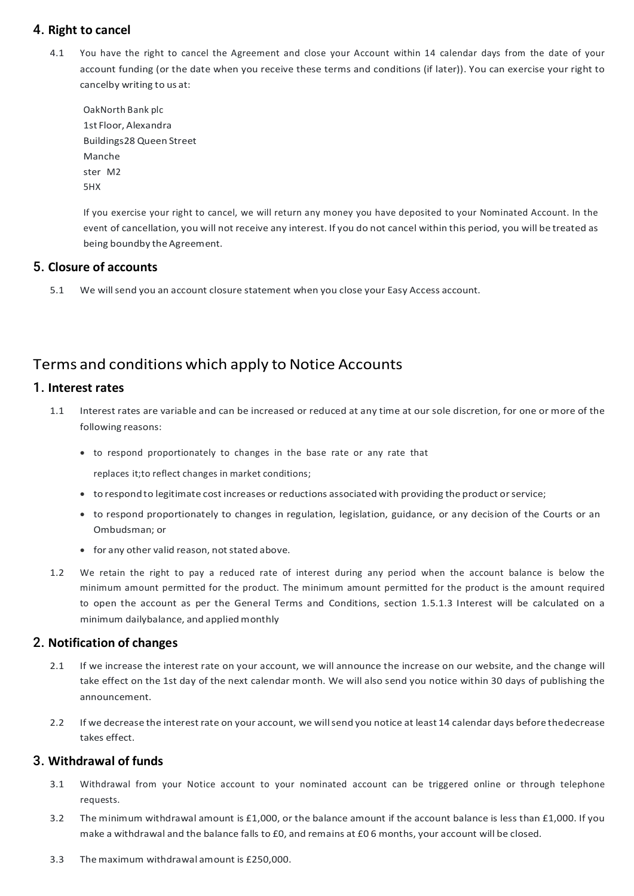## 4. Right to cancel

4.1 You have the right to cancel the Agreement and close your Account within 14 calendar days from the date of your account funding (or the date when you receive these terms and conditions (if later)). You can exercise your right to cancelby writing to us at:

OakNorth Bank plc
1st Floor, Alexandra
Buildings28 Queen Street
Manche
ster M2
5HX

If you exercise your right to cancel, we will return any money you have deposited to your Nominated Account. In the event of cancellation, you will not receive any interest. If you do not cancel within this period, you will be treated as being boundby the Agreement.

## 5. Closure of accounts

5.1 We will send you an account closure statement when you close your Easy Access account.

# Terms and conditions which apply to Notice Accounts

## 1. Interest rates

1.1 Interest rates are variable and can be increased or reduced at any time at our sole discretion, for one or more of the following reasons:

- to respond proportionately to changes in the base rate or any rate that replaces it;to reflect changes in market conditions;
- to respond to legitimate cost increases or reductions associated with providing the product or service;
- to respond proportionately to changes in regulation, legislation, guidance, or any decision of the Courts or an Ombudsman; or
- for any other valid reason, not stated above.

1.2 We retain the right to pay a reduced rate of interest during any period when the account balance is below the minimum amount permitted for the product. The minimum amount permitted for the product is the amount required to open the account as per the General Terms and Conditions, section 1.5.1.3 Interest will be calculated on a minimum dailybalance, and applied monthly

## 2. Notification of changes

2.1 If we increase the interest rate on your account, we will announce the increase on our website, and the change will take effect on the 1st day of the next calendar month. We will also send you notice within 30 days of publishing the announcement.

2.2 If we decrease the interest rate on your account, we will send you notice at least 14 calendar days before thedecrease takes effect.

## 3. Withdrawal of funds

3.1 Withdrawal from your Notice account to your nominated account can be triggered online or through telephone requests.

3.2 The minimum withdrawal amount is £1,000, or the balance amount if the account balance is less than £1,000. If you make a withdrawal and the balance falls to £0, and remains at £0 6 months, your account will be closed.

3.3 The maximum withdrawal amount is £250,000.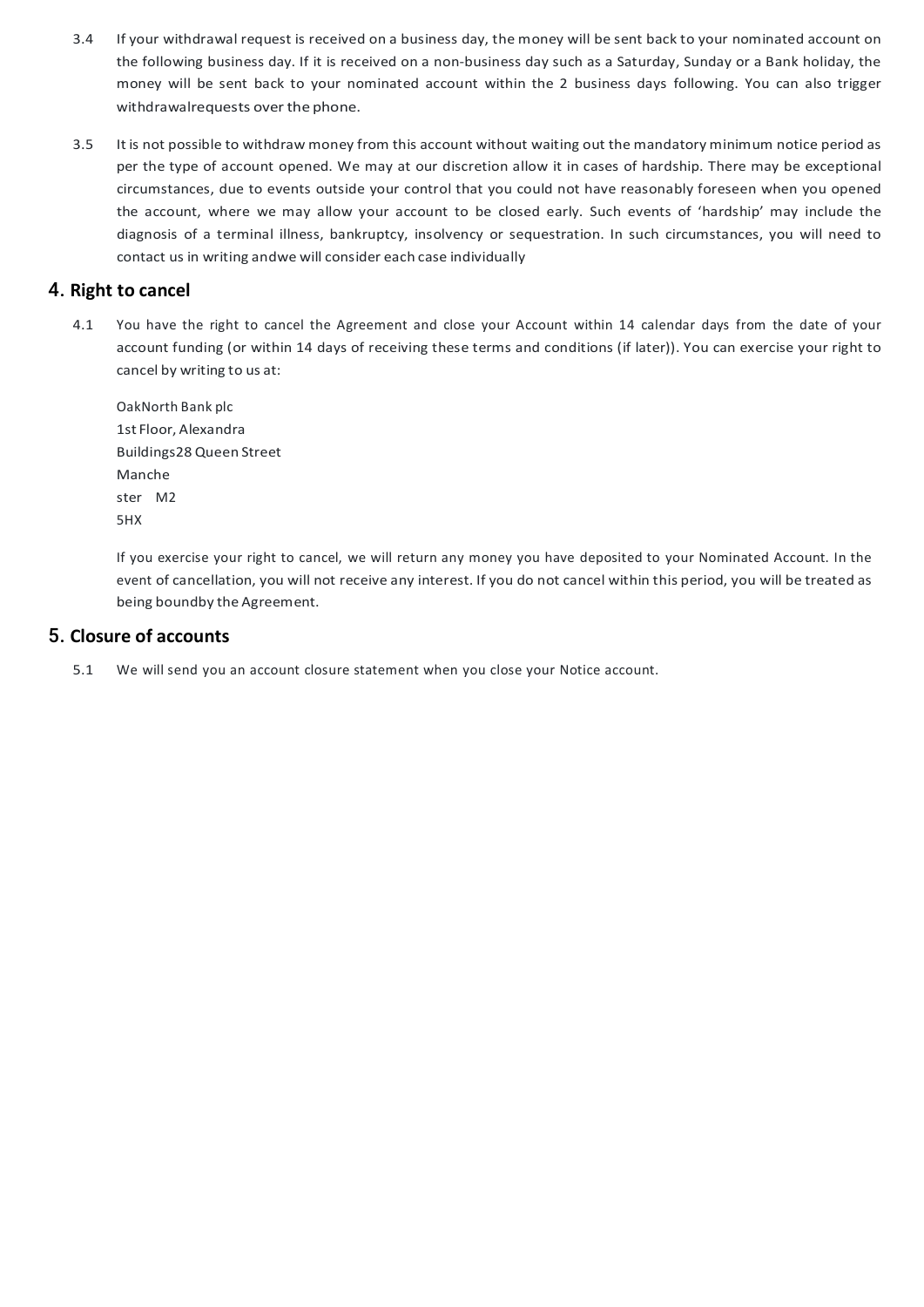3.4 If your withdrawal request is received on a business day, the money will be sent back to your nominated account on the following business day. If it is received on a non-business day such as a Saturday, Sunday or a Bank holiday, the money will be sent back to your nominated account within the 2 business days following. You can also trigger withdrawalrequests over the phone.

3.5 It is not possible to withdraw money from this account without waiting out the mandatory minimum notice period as per the type of account opened. We may at our discretion allow it in cases of hardship. There may be exceptional circumstances, due to events outside your control that you could not have reasonably foreseen when you opened the account, where we may allow your account to be closed early. Such events of 'hardship' may include the diagnosis of a terminal illness, bankruptcy, insolvency or sequestration. In such circumstances, you will need to contact us in writing andwe will consider each case individually

## 4. Right to cancel

4.1 You have the right to cancel the Agreement and close your Account within 14 calendar days from the date of your account funding (or within 14 days of receiving these terms and conditions (if later)). You can exercise your right to cancel by writing to us at:

OakNorth Bank plc
1st Floor, Alexandra
Buildings28 Queen Street
Manche
ster M2
5HX

If you exercise your right to cancel, we will return any money you have deposited to your Nominated Account. In the event of cancellation, you will not receive any interest. If you do not cancel within this period, you will be treated as being boundby the Agreement.

## 5. Closure of accounts

5.1 We will send you an account closure statement when you close your Notice account.